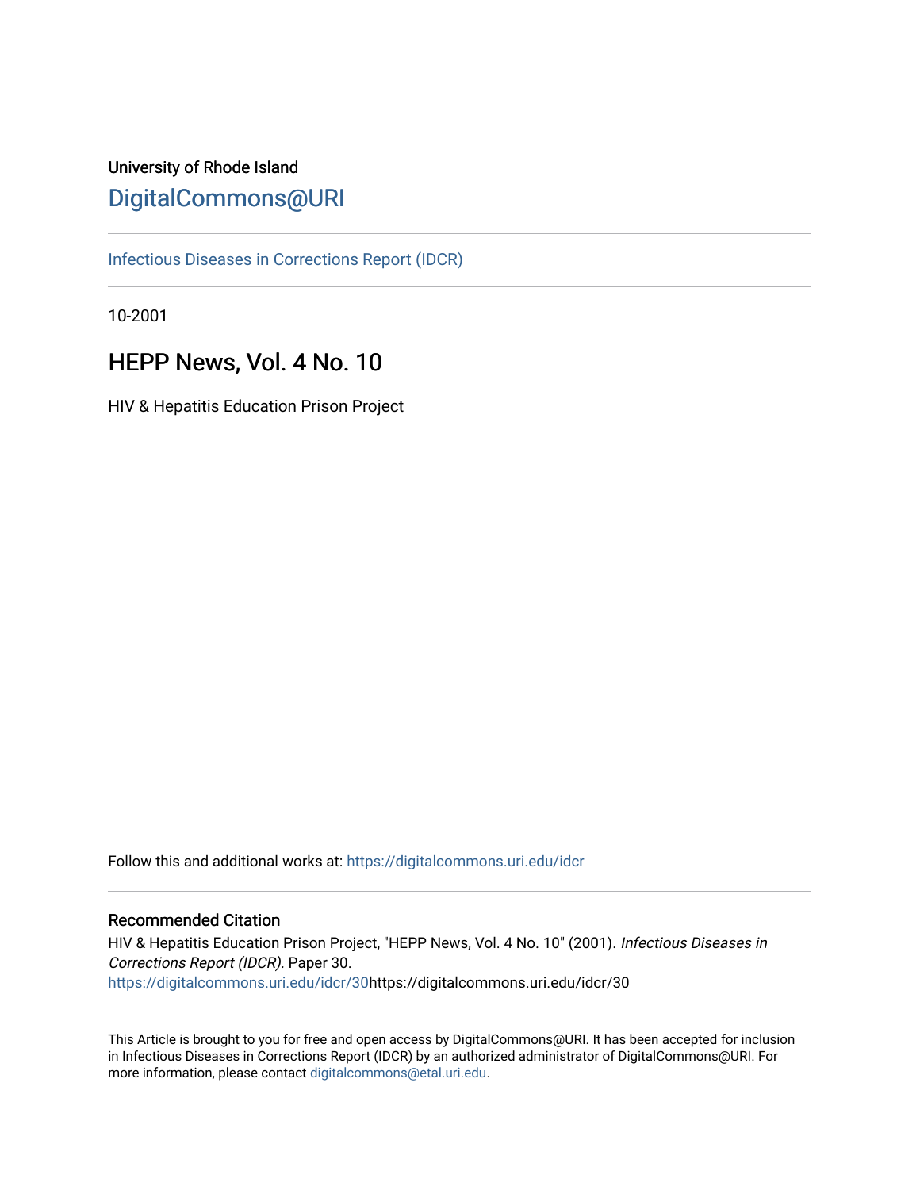University of Rhode Island

# DigitalCommons@URI

Infectious Diseases in Corrections Report (IDCR)

10-2001

## HEPP News, Vol. 4 No. 10

HIV & Hepatitis Education Prison Project

Follow this and additional works at: https://digitalcommons.uri.edu/idcr

### Recommended Citation

HIV & Hepatitis Education Prison Project, "HEPP News, Vol. 4 No. 10" (2001). *Infectious Diseases in Corrections Report (IDCR)*. Paper 30.
https://digitalcommons.uri.edu/idcr/30https://digitalcommons.uri.edu/idcr/30

This Article is brought to you for free and open access by DigitalCommons@URI. It has been accepted for inclusion in Infectious Diseases in Corrections Report (IDCR) by an authorized administrator of DigitalCommons@URI. For more information, please contact digitalcommons@etal.uri.edu.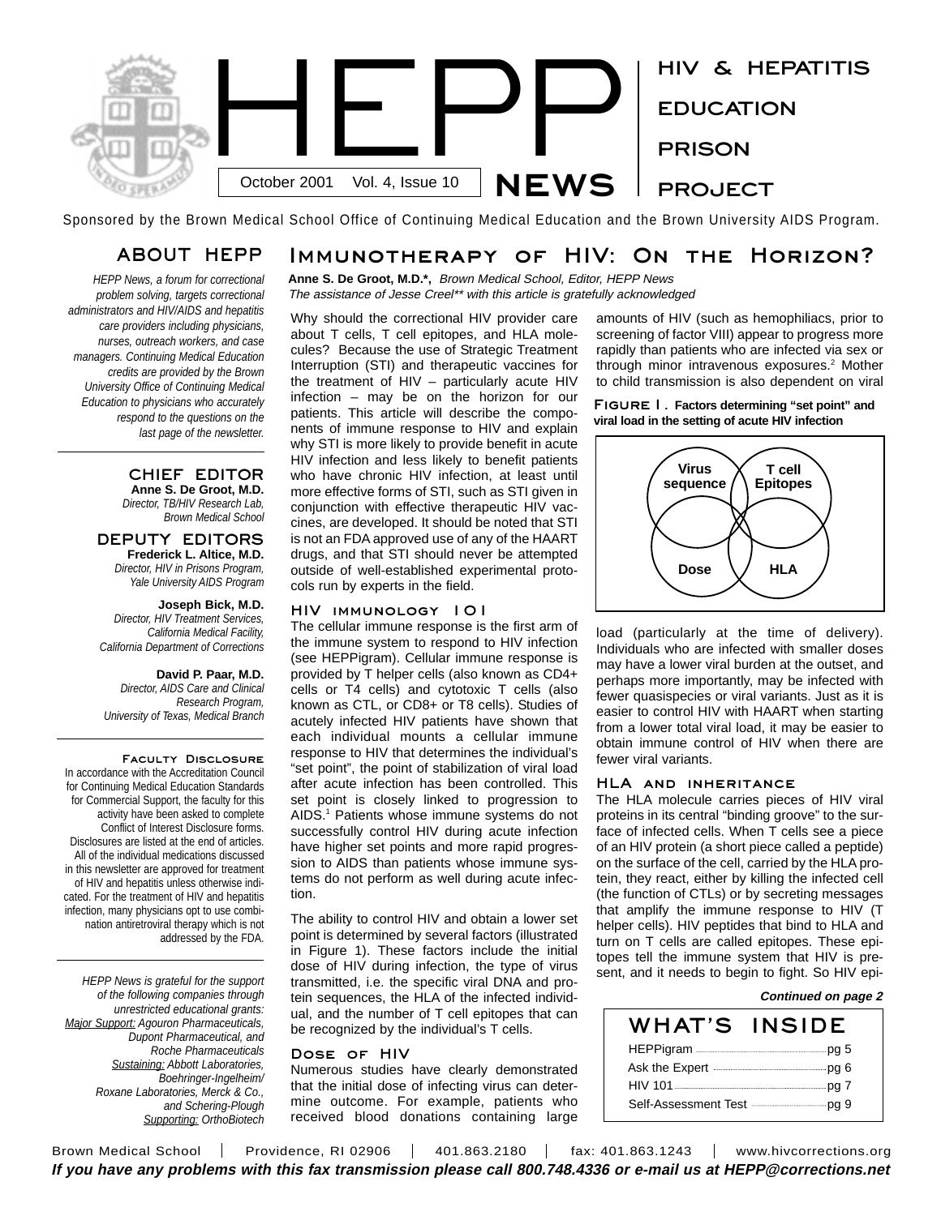# HEPP NEWS

October 2001 Vol. 4, Issue 10

HIV & HEPATITIS EDUCATION PRISON PROJECT

Sponsored by the Brown Medical School Office of Continuing Medical Education and the Brown University AIDS Program.

## ABOUT HEPP

*HEPP News, a forum for correctional problem solving, targets correctional administrators and HIV/AIDS and hepatitis care providers including physicians, nurses, outreach workers, and case managers. Continuing Medical Education credits are provided by the Brown University Office of Continuing Medical Education to physicians who accurately respond to the questions on the last page of the newsletter.*

### CHIEF EDITOR

**Anne S. De Groot, M.D.**
*Director, TB/HIV Research Lab, Brown Medical School*

### DEPUTY EDITORS

**Frederick L. Altice, M.D.**
*Director, HIV in Prisons Program, Yale University AIDS Program*

**Joseph Bick, M.D.**
*Director, HIV Treatment Services, California Medical Facility, California Department of Corrections*

**David P. Paar, M.D.**
*Director, AIDS Care and Clinical Research Program, University of Texas, Medical Branch*

### Faculty Disclosure

In accordance with the Accreditation Council for Continuing Medical Education Standards for Commercial Support, the faculty for this activity have been asked to complete Conflict of Interest Disclosure forms. Disclosures are listed at the end of articles. All of the individual medications discussed in this newsletter are approved for treatment of HIV and hepatitis unless otherwise indicated. For the treatment of HIV and hepatitis infection, many physicians opt to use combination antiretroviral therapy which is not addressed by the FDA.

*HEPP News is grateful for the support of the following companies through unrestricted educational grants: Major Support: Agouron Pharmaceuticals, Dupont Pharmaceutical, and Roche Pharmaceuticals Sustaining: Abbott Laboratories, Boehringer-Ingelheim/ Roxane Laboratories, Merck & Co., and Schering-Plough Supporting: OrthoBiotech*

## Immunotherapy of HIV: On the Horizon?

**Anne S. De Groot, M.D.\*,** *Brown Medical School, Editor, HEPP News*
*The assistance of Jesse Creel\*\* with this article is gratefully acknowledged*

Why should the correctional HIV provider care about T cells, T cell epitopes, and HLA molecules? Because the use of Strategic Treatment Interruption (STI) and therapeutic vaccines for the treatment of HIV – particularly acute HIV infection – may be on the horizon for our patients. This article will describe the components of immune response to HIV and explain why STI is more likely to provide benefit in acute HIV infection and less likely to benefit patients who have chronic HIV infection, at least until more effective forms of STI, such as STI given in conjunction with effective therapeutic HIV vaccines, are developed. It should be noted that STI is not an FDA approved use of any of the HAART drugs, and that STI should never be attempted outside of well-established experimental protocols run by experts in the field.

### HIV immunology 101

The cellular immune response is the first arm of the immune system to respond to HIV infection (see HEPPigram). Cellular immune response is provided by T helper cells (also known as CD4+ cells or T4 cells) and cytotoxic T cells (also known as CTL, or CD8+ or T8 cells). Studies of acutely infected HIV patients have shown that each individual mounts a cellular immune response to HIV that determines the individual's "set point", the point of stabilization of viral load after acute infection has been controlled. This set point is closely linked to progression to AIDS.[1] Patients whose immune systems do not successfully control HIV during acute infection have higher set points and more rapid progression to AIDS than patients whose immune systems do not perform as well during acute infection.

The ability to control HIV and obtain a lower set point is determined by several factors (illustrated in Figure 1). These factors include the initial dose of HIV during infection, the type of virus transmitted, i.e. the specific viral DNA and protein sequences, the HLA of the infected individual, and the number of T cell epitopes that can be recognized by the individual's T cells.

### Dose of HIV

Numerous studies have clearly demonstrated that the initial dose of infecting virus can determine outcome. For example, patients who received blood donations containing large amounts of HIV (such as hemophiliacs, prior to screening of factor VIII) appear to progress more rapidly than patients who are infected via sex or through minor intravenous exposures.[2] Mother to child transmission is also dependent on viral load (particularly at the time of delivery). Individuals who are infected with smaller doses may have a lower viral burden at the outset, and perhaps more importantly, may be infected with fewer quasispecies or viral variants. Just as it is easier to control HIV with HAART when starting from a lower total viral load, it may be easier to obtain immune control of HIV when there are fewer viral variants.

**Figure 1. Factors determining "set point" and viral load in the setting of acute HIV infection**

Virus sequence | T cell Epitopes | Dose | HLA

### HLA and inheritance

The HLA molecule carries pieces of HIV viral proteins in its central "binding groove" to the surface of infected cells. When T cells see a piece of an HIV protein (a short piece called a peptide) on the surface of the cell, carried by the HLA protein, they react, either by killing the infected cell (the function of CTLs) or by secreting messages that amplify the immune response to HIV (T helper cells). HIV peptides that bind to HLA and turn on T cells are called epitopes. These epitopes tell the immune system that HIV is present, and it needs to begin to fight. So HIV epi-

***Continued on page 2***

### WHAT'S INSIDE

- HEPPigram .......... pg 5
- Ask the Expert .......... pg 6
- HIV 101 .......... pg 7
- Self-Assessment Test .......... pg 9

Brown Medical School | Providence, RI 02906 | 401.863.2180 | fax: 401.863.1243 | www.hivcorrections.org

***If you have any problems with this fax transmission please call 800.748.4336 or e-mail us at HEPP@corrections.net***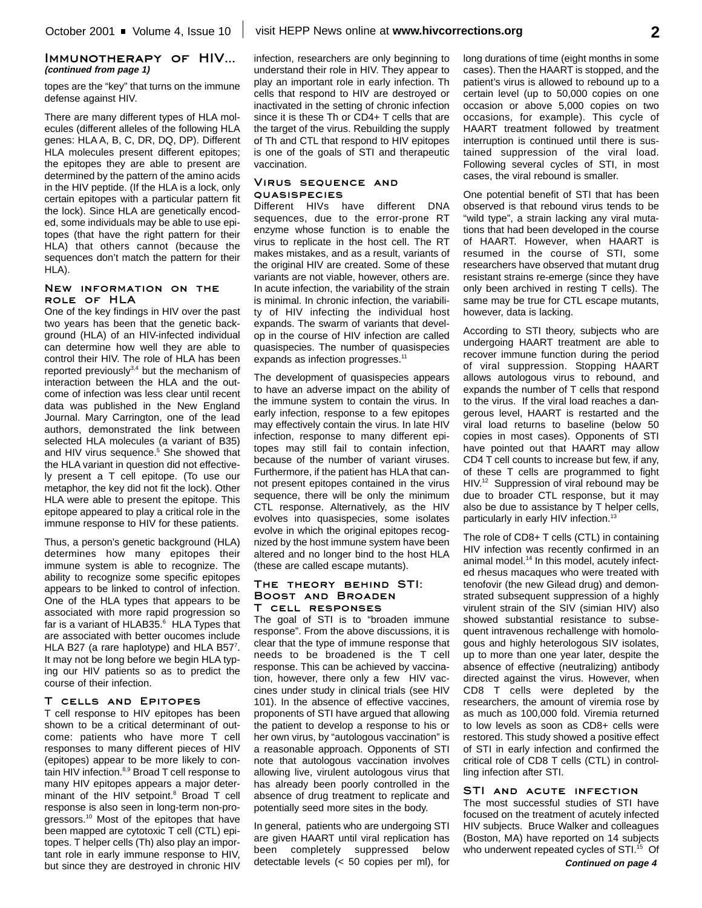## Immunotherapy of HIV...
***(continued from page 1)***

topes are the "key" that turns on the immune defense against HIV.

There are many different types of HLA molecules (different alleles of the following HLA genes: HLA A, B, C, DR, DQ, DP). Different HLA molecules present different epitopes; the epitopes they are able to present are determined by the pattern of the amino acids in the HIV peptide. (If the HLA is a lock, only certain epitopes with a particular pattern fit the lock). Since HLA are genetically encoded, some individuals may be able to use epitopes (that have the right pattern for their HLA) that others cannot (because the sequences don't match the pattern for their HLA).

### New information on the role of HLA

One of the key findings in HIV over the past two years has been that the genetic background (HLA) of an HIV-infected individual can determine how well they are able to control their HIV. The role of HLA has been reported previously[3,4] but the mechanism of interaction between the HLA and the outcome of infection was less clear until recent data was published in the New England Journal. Mary Carrington, one of the lead authors, demonstrated the link between selected HLA molecules (a variant of B35) and HIV virus sequence.[5] She showed that the HLA variant in question did not effectively present a T cell epitope. (To use our metaphor, the key did not fit the lock). Other HLA were able to present the epitope. This epitope appeared to play a critical role in the immune response to HIV for these patients.

Thus, a person's genetic background (HLA) determines how many epitopes their immune system is able to recognize. The ability to recognize some specific epitopes appears to be linked to control of infection. One of the HLA types that appears to be associated with more rapid progression so far is a variant of HLAB35.[6] HLA Types that are associated with better oucomes include HLA B27 (a rare haplotype) and HLA B57[7]. It may not be long before we begin HLA typing our HIV patients so as to predict the course of their infection.

### T cells and Epitopes

T cell response to HIV epitopes has been shown to be a critical determinant of outcome: patients who have more T cell responses to many different pieces of HIV (epitopes) appear to be more likely to contain HIV infection.[8,9] Broad T cell response to many HIV epitopes appears a major determinant of the HIV setpoint.[8] Broad T cell response is also seen in long-term non-progressors.[10] Most of the epitopes that have been mapped are cytotoxic T cell (CTL) epitopes. T helper cells (Th) also play an important role in early immune response to HIV, but since they are destroyed in chronic HIV infection, researchers are only beginning to understand their role in HIV. They appear to play an important role in early infection. Th cells that respond to HIV are destroyed or inactivated in the setting of chronic infection since it is these Th or CD4+ T cells that are the target of the virus. Rebuilding the supply of Th and CTL that respond to HIV epitopes is one of the goals of STI and therapeutic vaccination.

### Virus sequence and quasispecies

Different HIVs have different DNA sequences, due to the error-prone RT enzyme whose function is to enable the virus to replicate in the host cell. The RT makes mistakes, and as a result, variants of the original HIV are created. Some of these variants are not viable, however, others are. In acute infection, the variability of the strain is minimal. In chronic infection, the variability of HIV infecting the individual host expands. The swarm of variants that develop in the course of HIV infection are called quasispecies. The number of quasispecies expands as infection progresses.[11]

The development of quasispecies appears to have an adverse impact on the ability of the immune system to contain the virus. In early infection, response to a few epitopes may effectively contain the virus. In late HIV infection, response to many different epitopes may still fail to contain infection, because of the number of variant viruses. Furthermore, if the patient has HLA that cannot present epitopes contained in the virus sequence, there will be only the minimum CTL response. Alternatively, as the HIV evolves into quasispecies, some isolates evolve in which the original epitopes recognized by the host immune system have been altered and no longer bind to the host HLA (these are called escape mutants).

### The theory behind STI: Boost and Broaden T cell responses

The goal of STI is to "broaden immune response". From the above discussions, it is clear that the type of immune response that needs to be broadened is the T cell response. This can be achieved by vaccination, however, there only a few HIV vaccines under study in clinical trials (see HIV 101). In the absence of effective vaccines, proponents of STI have argued that allowing the patient to develop a response to his or her own virus, by "autologous vaccination" is a reasonable approach. Opponents of STI note that autologous vaccination involves allowing live, virulent autologous virus that has already been poorly controlled in the absence of drug treatment to replicate and potentially seed more sites in the body.

In general, patients who are undergoing STI are given HAART until viral replication has been completely suppressed below detectable levels (< 50 copies per ml), for long durations of time (eight months in some cases). Then the HAART is stopped, and the patient's virus is allowed to rebound up to a certain level (up to 50,000 copies on one occasion or above 5,000 copies on two occasions, for example). This cycle of HAART treatment followed by treatment interruption is continued until there is sustained suppression of the viral load. Following several cycles of STI, in most cases, the viral rebound is smaller.

One potential benefit of STI that has been observed is that rebound virus tends to be "wild type", a strain lacking any viral mutations that had been developed in the course of HAART. However, when HAART is resumed in the course of STI, some researchers have observed that mutant drug resistant strains re-emerge (since they have only been archived in resting T cells). The same may be true for CTL escape mutants, however, data is lacking.

According to STI theory, subjects who are undergoing HAART treatment are able to recover immune function during the period of viral suppression. Stopping HAART allows autologous virus to rebound, and expands the number of T cells that respond to the virus. If the viral load reaches a dangerous level, HAART is restarted and the viral load returns to baseline (below 50 copies in most cases). Opponents of STI have pointed out that HAART may allow CD4 T cell counts to increase but few, if any, of these T cells are programmed to fight HIV.[12] Suppression of viral rebound may be due to broader CTL response, but it may also be due to assistance by T helper cells, particularly in early HIV infection.[13]

The role of CD8+ T cells (CTL) in containing HIV infection was recently confirmed in an animal model.[14] In this model, acutely infected rhesus macaques who were treated with tenofovir (the new Gilead drug) and demonstrated subsequent suppression of a highly virulent strain of the SIV (simian HIV) also showed substantial resistance to subsequent intravenous rechallenge with homologous and highly heterologous SIV isolates, up to more than one year later, despite the absence of effective (neutralizing) antibody directed against the virus. However, when CD8 T cells were depleted by the researchers, the amount of viremia rose by as much as 100,000 fold. Viremia returned to low levels as soon as CD8+ cells were restored. This study showed a positive effect of STI in early infection and confirmed the critical role of CD8 T cells (CTL) in controlling infection after STI.

### STI and acute infection

The most successful studies of STI have focused on the treatment of acutely infected HIV subjects. Bruce Walker and colleagues (Boston, MA) have reported on 14 subjects who underwent repeated cycles of STI.[15] Of

***Continued on page 4***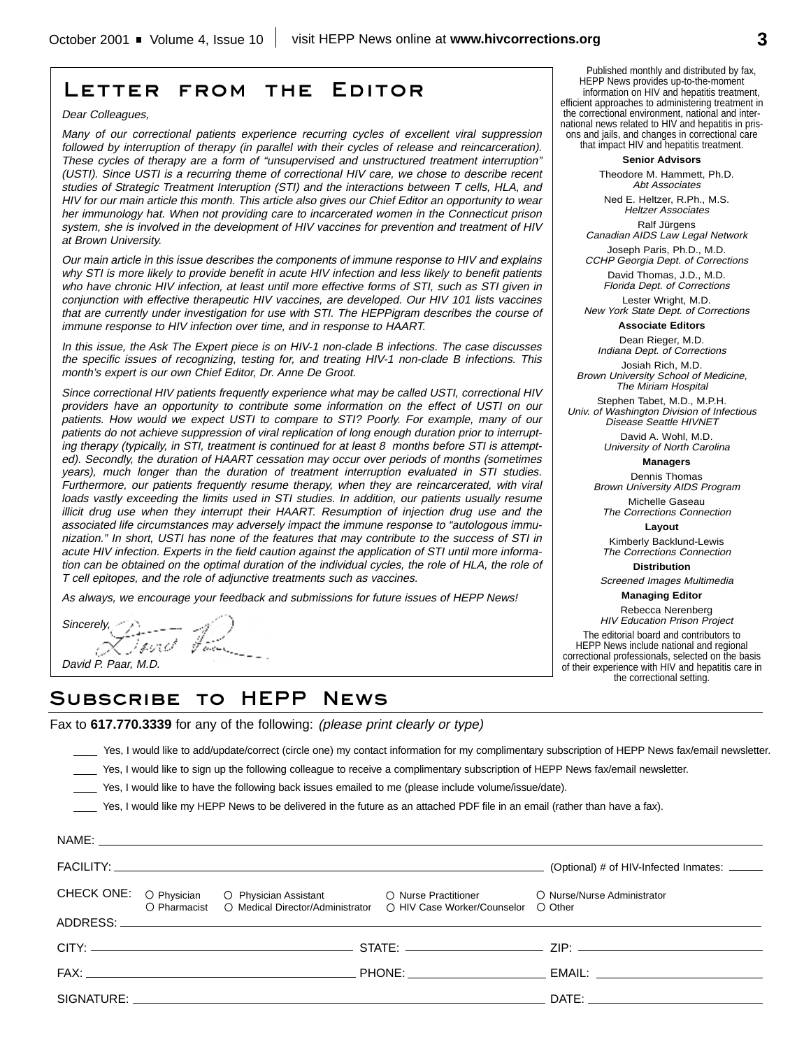# Letter from the Editor

*Dear Colleagues,*

*Many of our correctional patients experience recurring cycles of excellent viral suppression followed by interruption of therapy (in parallel with their cycles of release and reincarceration). These cycles of therapy are a form of "unsupervised and unstructured treatment interruption" (USTI). Since USTI is a recurring theme of correctional HIV care, we chose to describe recent studies of Strategic Treatment Interuption (STI) and the interactions between T cells, HLA, and HIV for our main article this month. This article also gives our Chief Editor an opportunity to wear her immunology hat. When not providing care to incarcerated women in the Connecticut prison system, she is involved in the development of HIV vaccines for prevention and treatment of HIV at Brown University.*

*Our main article in this issue describes the components of immune response to HIV and explains why STI is more likely to provide benefit in acute HIV infection and less likely to benefit patients who have chronic HIV infection, at least until more effective forms of STI, such as STI given in conjunction with effective therapeutic HIV vaccines, are developed. Our HIV 101 lists vaccines that are currently under investigation for use with STI. The HEPPigram describes the course of immune response to HIV infection over time, and in response to HAART.*

*In this issue, the Ask The Expert piece is on HIV-1 non-clade B infections. The case discusses the specific issues of recognizing, testing for, and treating HIV-1 non-clade B infections. This month's expert is our own Chief Editor, Dr. Anne De Groot.*

*Since correctional HIV patients frequently experience what may be called USTI, correctional HIV providers have an opportunity to contribute some information on the effect of USTI on our patients. How would we expect USTI to compare to STI? Poorly. For example, many of our patients do not achieve suppression of viral replication of long enough duration prior to interrupting therapy (typically, in STI, treatment is continued for at least 8 months before STI is attempted). Secondly, the duration of HAART cessation may occur over periods of months (sometimes years), much longer than the duration of treatment interruption evaluated in STI studies. Furthermore, our patients frequently resume therapy, when they are reincarcerated, with viral loads vastly exceeding the limits used in STI studies. In addition, our patients usually resume illicit drug use when they interrupt their HAART. Resumption of injection drug use and the associated life circumstances may adversely impact the immune response to "autologous immunization." In short, USTI has none of the features that may contribute to the success of STI in acute HIV infection. Experts in the field caution against the application of STI until more information can be obtained on the optimal duration of the individual cycles, the role of HLA, the role of T cell epitopes, and the role of adjunctive treatments such as vaccines.*

*As always, we encourage your feedback and submissions for future issues of HEPP News!*

*Sincerely,*

*David P. Paar, M.D.*

Published monthly and distributed by fax, HEPP News provides up-to-the-moment information on HIV and hepatitis treatment, efficient approaches to administering treatment in the correctional environment, national and international news related to HIV and hepatitis in prisons and jails, and changes in correctional care that impact HIV and hepatitis treatment.

**Senior Advisors**

Theodore M. Hammett, Ph.D.
*Abt Associates*

Ned E. Heltzer, R.Ph., M.S.
*Heltzer Associates*

Ralf Jürgens
*Canadian AIDS Law Legal Network*

Joseph Paris, Ph.D., M.D.
*CCHP Georgia Dept. of Corrections*

David Thomas, J.D., M.D.
*Florida Dept. of Corrections*

Lester Wright, M.D.
*New York State Dept. of Corrections*

**Associate Editors**

Dean Rieger, M.D.
*Indiana Dept. of Corrections*

Josiah Rich, M.D.
*Brown University School of Medicine, The Miriam Hospital*

Stephen Tabet, M.D., M.P.H.
*Univ. of Washington Division of Infectious Disease Seattle HIVNET*

David A. Wohl, M.D.
*University of North Carolina*

**Managers**

Dennis Thomas
*Brown University AIDS Program*

Michelle Gaseau
*The Corrections Connection*

**Layout**

Kimberly Backlund-Lewis
*The Corrections Connection*

**Distribution**

*Screened Images Multimedia*

**Managing Editor**

Rebecca Nerenberg
*HIV Education Prison Project*

The editorial board and contributors to HEPP News include national and regional correctional professionals, selected on the basis of their experience with HIV and hepatitis care in the correctional setting.

# Subscribe to HEPP News

Fax to **617.770.3339** for any of the following: *(please print clearly or type)*

____ Yes, I would like to add/update/correct (circle one) my contact information for my complimentary subscription of HEPP News fax/email newsletter.

____ Yes, I would like to sign up the following colleague to receive a complimentary subscription of HEPP News fax/email newsletter.

____ Yes, I would like to have the following back issues emailed to me (please include volume/issue/date).

____ Yes, I would like my HEPP News to be delivered in the future as an attached PDF file in an email (rather than have a fax).

NAME: ______________________________

FACILITY: ______________________________ (Optional) # of HIV-Infected Inmates: ______

CHECK ONE: ○ Physician ○ Physician Assistant ○ Nurse Practitioner ○ Nurse/Nurse Administrator ○ Pharmacist ○ Medical Director/Administrator ○ HIV Case Worker/Counselor ○ Other

ADDRESS: ______________________________

CITY: ______________ STATE: ______________ ZIP: ______________

FAX: ______________ PHONE: ______________ EMAIL: ______________

SIGNATURE: ______________________________ DATE: ______________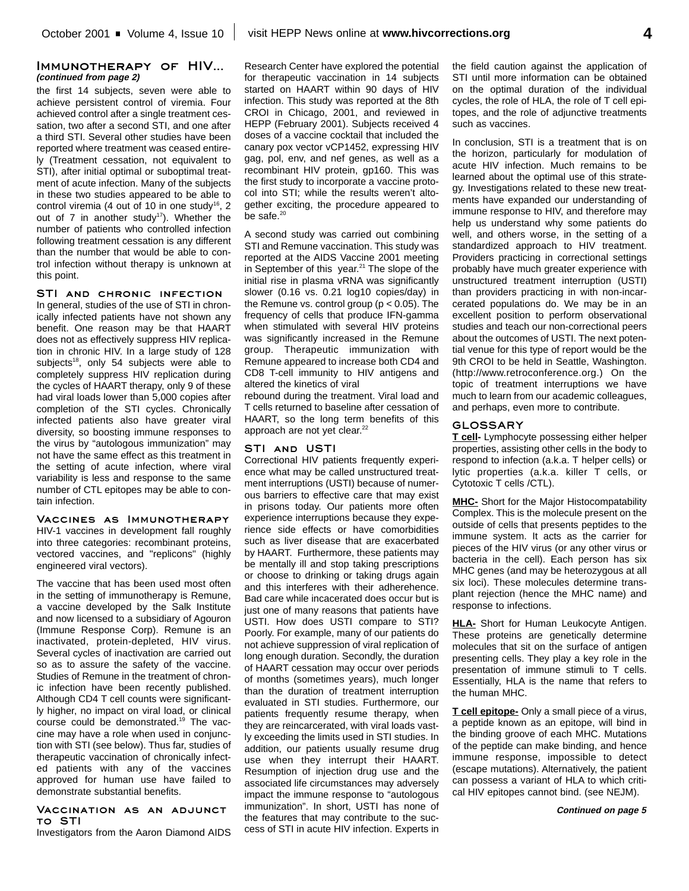## Immunotherapy of HIV...

***(continued from page 2)***

the first 14 subjects, seven were able to achieve persistent control of viremia. Four achieved control after a single treatment cessation, two after a second STI, and one after a third STI. Several other studies have been reported where treatment was ceased entirely (Treatment cessation, not equivalent to STI), after initial optimal or suboptimal treatment of acute infection. Many of the subjects in these two studies appeared to be able to control viremia (4 out of 10 in one study[16], 2 out of 7 in another study[17]). Whether the number of patients who controlled infection following treatment cessation is any different than the number that would be able to control infection without therapy is unknown at this point.

### STI and chronic infection

In general, studies of the use of STI in chronically infected patients have not shown any benefit. One reason may be that HAART does not as effectively suppress HIV replication in chronic HIV. In a large study of 128 subjects[18], only 54 subjects were able to completely suppress HIV replication during the cycles of HAART therapy, only 9 of these had viral loads lower than 5,000 copies after completion of the STI cycles. Chronically infected patients also have greater viral diversity, so boosting immune responses to the virus by "autologous immunization" may not have the same effect as this treatment in the setting of acute infection, where viral variability is less and response to the same number of CTL epitopes may be able to contain infection.

### Vaccines as Immunotherapy

HIV-1 vaccines in development fall roughly into three categories: recombinant proteins, vectored vaccines, and "replicons" (highly engineered viral vectors).

The vaccine that has been used most often in the setting of immunotherapy is Remune, a vaccine developed by the Salk Institute and now licensed to a subsidiary of Agouron (Immune Response Corp). Remune is an inactivated, protein-depleted, HIV virus. Several cycles of inactivation are carried out so as to assure the safety of the vaccine. Studies of Remune in the treatment of chronic infection have been recently published. Although CD4 T cell counts were significantly higher, no impact on viral load, or clinical course could be demonstrated.[19] The vaccine may have a role when used in conjunction with STI (see below). Thus far, studies of therapeutic vaccination of chronically infected patients with any of the vaccines approved for human use have failed to demonstrate substantial benefits.

### Vaccination as an adjunct to STI

Investigators from the Aaron Diamond AIDS Research Center have explored the potential for therapeutic vaccination in 14 subjects started on HAART within 90 days of HIV infection. This study was reported at the 8th CROI in Chicago, 2001, and reviewed in HEPP (February 2001). Subjects received 4 doses of a vaccine cocktail that included the canary pox vector vCP1452, expressing HIV gag, pol, env, and nef genes, as well as a recombinant HIV protein, gp160. This was the first study to incorporate a vaccine protocol into STI; while the results weren't altogether exciting, the procedure appeared to be safe.[20]

A second study was carried out combining STI and Remune vaccination. This study was reported at the AIDS Vaccine 2001 meeting in September of this year.[21] The slope of the initial rise in plasma vRNA was significantly slower (0.16 vs. 0.21 log10 copies/day) in the Remune vs. control group ($p < 0.05$). The frequency of cells that produce IFN-gamma when stimulated with several HIV proteins was significantly increased in the Remune group. Therapeutic immunization with Remune appeared to increase both CD4 and CD8 T-cell immunity to HIV antigens and altered the kinetics of viral rebound during the treatment. Viral load and T cells returned to baseline after cessation of HAART, so the long term benefits of this approach are not yet clear.[22]

### STI and USTI

Correctional HIV patients frequently experience what may be called unstructured treatment interruptions (USTI) because of numerous barriers to effective care that may exist in prisons today. Our patients more often experience interruptions because they experience side effects or have comorbidities such as liver disease that are exacerbated by HAART. Furthermore, these patients may be mentally ill and stop taking prescriptions or choose to drinking or taking drugs again and this interferes with their adherence. Bad care while incacerated does occur but is just one of many reasons that patients have USTI. How does USTI compare to STI? Poorly. For example, many of our patients do not achieve suppression of viral replication of long enough duration. Secondly, the duration of HAART cessation may occur over periods of months (sometimes years), much longer than the duration of treatment interruption evaluated in STI studies. Furthermore, our patients frequently resume therapy, when they are reincarcerated, with viral loads vastly exceeding the limits used in STI studies. In addition, our patients usually resume drug use when they interrupt their HAART. Resumption of injection drug use and the associated life circumstances may adversely impact the immune response to "autologous immunization". In short, USTI has none of the features that may contribute to the success of STI in acute HIV infection. Experts in the field caution against the application of STI until more information can be obtained on the optimal duration of the individual cycles, the role of HLA, the role of T cell epitopes, and the role of adjunctive treatments such as vaccines.

In conclusion, STI is a treatment that is on the horizon, particularly for modulation of acute HIV infection. Much remains to be learned about the optimal use of this strategy. Investigations related to these new treatments have expanded our understanding of immune response to HIV, and therefore may help us understand why some patients do well, and others worse, in the setting of a standardized approach to HIV treatment. Providers practicing in correctional settings probably have much greater experience with unstructured treatment interruption (USTI) than providers practicing in with non-incarcerated populations do. We may be in an excellent position to perform observational studies and teach our non-correctional peers about the outcomes of USTI. The next potential venue for this type of report would be the 9th CROI to be held in Seattle, Washington. (http://www.retroconference.org.) On the topic of treatment interruptions we have much to learn from our academic colleagues, and perhaps, even more to contribute.

### Glossary

**T cell-** Lymphocyte possessing either helper properties, assisting other cells in the body to respond to infection (a.k.a. T helper cells) or lytic properties (a.k.a. killer T cells, or Cytotoxic T cells /CTL).

**MHC-** Short for the Major Histocompatability Complex. This is the molecule present on the outside of cells that presents peptides to the immune system. It acts as the carrier for pieces of the HIV virus (or any other virus or bacteria in the cell). Each person has six MHC genes (and may be heterozygous at all six loci). These molecules determine transplant rejection (hence the MHC name) and response to infections.

**HLA-** Short for Human Leukocyte Antigen. These proteins are genetically determine molecules that sit on the surface of antigen presenting cells. They play a key role in the presentation of immune stimuli to T cells. Essentially, HLA is the name that refers to the human MHC.

**T cell epitope-** Only a small piece of a virus, a peptide known as an epitope, will bind in the binding groove of each MHC. Mutations of the peptide can make binding, and hence immune response, impossible to detect (escape mutations). Alternatively, the patient can possess a variant of HLA to which critical HIV epitopes cannot bind. (see NEJM).

***Continued on page 5***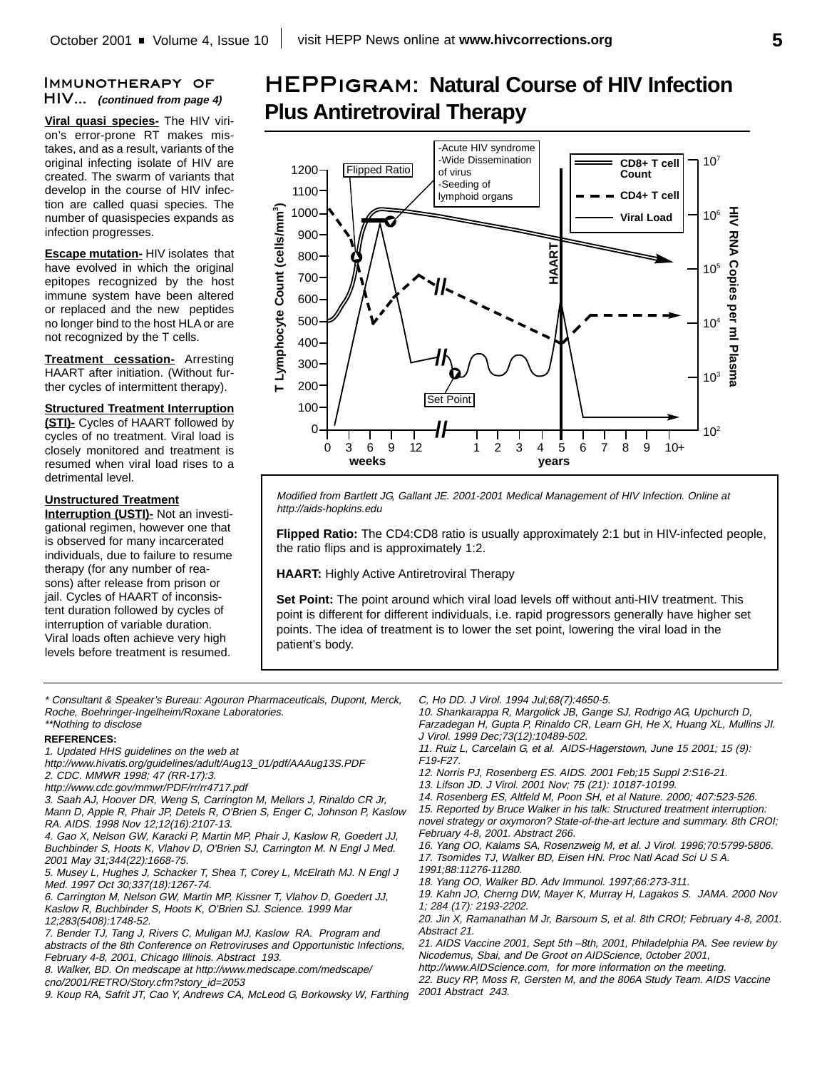### Immunotherapy of HIV... *(continued from page 4)*

**Viral quasi species-** The HIV virion's error-prone RT makes mistakes, and as a result, variants of the original infecting isolate of HIV are created. The swarm of variants that develop in the course of HIV infection are called quasi species. The number of quasispecies expands as infection progresses.

**Escape mutation-** HIV isolates that have evolved in which the original epitopes recognized by the host immune system have been altered or replaced and the new peptides no longer bind to the host HLA or are not recognized by the T cells.

**Treatment cessation-** Arresting HAART after initiation. (Without further cycles of intermittent therapy).

**Structured Treatment Interruption (STI)-** Cycles of HAART followed by cycles of no treatment. Viral load is closely monitored and treatment is resumed when viral load rises to a detrimental level.

**Unstructured Treatment Interruption (USTI)-** Not an investigational regimen, however one that is observed for many incarcerated individuals, due to failure to resume therapy (for any number of reasons) after release from prison or jail. Cycles of HAART of inconsistent duration followed by cycles of interruption of variable duration. Viral loads often achieve very high levels before treatment is resumed.

## HEPPigram: Natural Course of HIV Infection Plus Antiretroviral Therapy

*Modified from Bartlett JG, Gallant JE. 2001-2001 Medical Management of HIV Infection. Online at http://aids-hopkins.edu*

**Flipped Ratio:** The CD4:CD8 ratio is usually approximately 2:1 but in HIV-infected people, the ratio flips and is approximately 1:2.

**HAART:** Highly Active Antiretroviral Therapy

**Set Point:** The point around which viral load levels off without anti-HIV treatment. This point is different for different individuals, i.e. rapid progressors generally have higher set points. The idea of treatment is to lower the set point, lowering the viral load in the patient's body.

---

*\* Consultant & Speaker's Bureau: Agouron Pharmaceuticals, Dupont, Merck, Roche, Boehringer-Ingelheim/Roxane Laboratories.*
*\*\*Nothing to disclose*

**REFERENCES:**

1. Updated HHS guidelines on the web at http://www.hivatis.org/guidelines/adult/Aug13_01/pdf/AAAug13S.PDF
2. CDC. MMWR 1998; 47 (RR-17):3. http://www.cdc.gov/mmwr/PDF/rr/rr4717.pdf
3. Saah AJ, Hoover DR, Weng S, Carrington M, Mellors J, Rinaldo CR Jr, Mann D, Apple R, Phair JP, Detels R, O'Brien S, Enger C, Johnson P, Kaslow RA. AIDS. 1998 Nov 12;12(16):2107-13.
4. Gao X, Nelson GW, Karacki P, Martin MP, Phair J, Kaslow R, Goedert JJ, Buchbinder S, Hoots K, Vlahov D, O'Brien SJ, Carrington M. N Engl J Med. 2001 May 31;344(22):1668-75.
5. Musey L, Hughes J, Schacker T, Shea T, Corey L, McElrath MJ. N Engl J Med. 1997 Oct 30;337(18):1267-74.
6. Carrington M, Nelson GW, Martin MP, Kissner T, Vlahov D, Goedert JJ, Kaslow R, Buchbinder S, Hoots K, O'Brien SJ. Science. 1999 Mar 12;283(5408):1748-52.
7. Bender TJ, Tang J, Rivers C, Mulligan MJ, Kaslow RA. Program and abstracts of the 8th Conference on Retroviruses and Opportunistic Infections, February 4-8, 2001, Chicago Illinois. Abstract 193.
8. Walker, BD. On medscape at http://www.medscape.com/medscape/cno/2001/RETRO/Story.cfm?story_id=2053
9. Koup RA, Safrit JT, Cao Y, Andrews CA, McLeod G, Borkowsky W, Farthing C, Ho DD. J Virol. 1994 Jul;68(7):4650-5.
10. Shankarappa R, Margolick JB, Gange SJ, Rodrigo AG, Upchurch D, Farzadegan H, Gupta P, Rinaldo CR, Learn GH, He X, Huang XL, Mullins JI. J Virol. 1999 Dec;73(12):10489-502.
11. Ruiz L, Carcelain G, et al. AIDS-Hagerstown, June 15 2001; 15 (9): F19-F27.
12. Norris PJ, Rosenberg ES. AIDS. 2001 Feb;15 Suppl 2:S16-21.
13. Lifson JD. J Virol. 2001 Nov; 75 (21): 10187-10199.
14. Rosenberg ES, Altfeld M, Poon SH, et al Nature. 2000; 407:523-526.
15. Reported by Bruce Walker in his talk: Structured treatment interruption: novel strategy or oxymoron? State-of-the-art lecture and summary. 8th CROI; February 4-8, 2001. Abstract 266.
16. Yang OO, Kalams SA, Rosenzweig M, et al. J Virol. 1996;70:5799-5806.
17. Tsomides TJ, Walker BD, Eisen HN. Proc Natl Acad Sci U S A. 1991;88:11276-11280.
18. Yang OO, Walker BD. Adv Immunol. 1997;66:273-311.
19. Kahn JO, Cherng DW, Mayer K, Murray H, Lagakos S. JAMA. 2000 Nov 1; 284 (17): 2193-2202.
20. Jin X, Ramanathan M Jr, Barsoum S, et al. 8th CROI; February 4-8, 2001. Abstract 21.
21. AIDS Vaccine 2001, Sept 5th –8th, 2001, Philadelphia PA. See review by Nicodemus, Sbai, and De Groot on AIDScience, 0ctober 2001, http://www.AIDScience.com, for more information on the meeting.
22. Bucy RP, Moss R, Gersten M, and the 806A Study Team. AIDS Vaccine 2001 Abstract 243.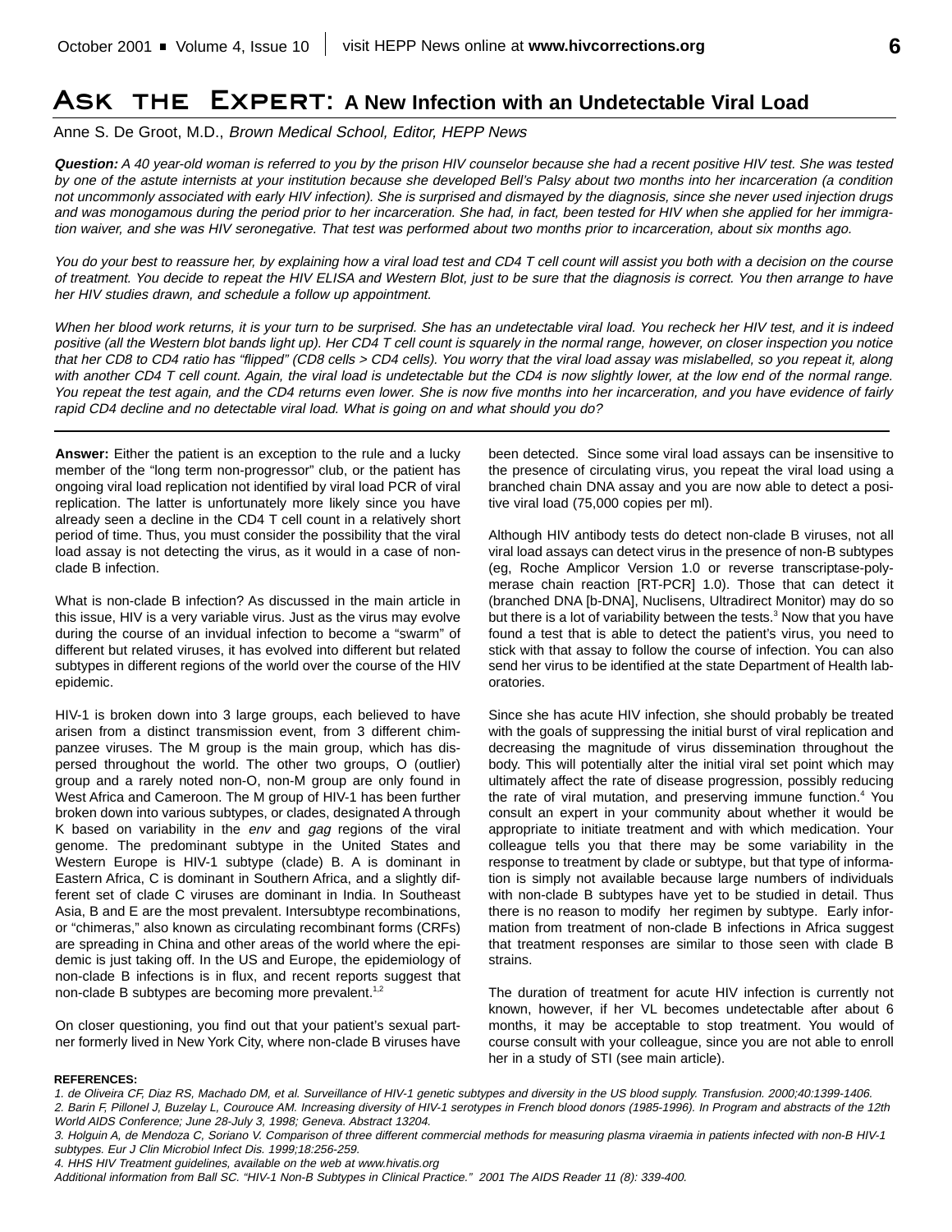# Ask the Expert: A New Infection with an Undetectable Viral Load

Anne S. De Groot, M.D., *Brown Medical School, Editor, HEPP News*

***Question:*** *A 40 year-old woman is referred to you by the prison HIV counselor because she had a recent positive HIV test. She was tested by one of the astute internists at your institution because she developed Bell's Palsy about two months into her incarceration (a condition not uncommonly associated with early HIV infection). She is surprised and dismayed by the diagnosis, since she never used injection drugs and was monogamous during the period prior to her incarceration. She had, in fact, been tested for HIV when she applied for her immigration waiver, and she was HIV seronegative. That test was performed about two months prior to incarceration, about six months ago.*

*You do your best to reassure her, by explaining how a viral load test and CD4 T cell count will assist you both with a decision on the course of treatment. You decide to repeat the HIV ELISA and Western Blot, just to be sure that the diagnosis is correct. You then arrange to have her HIV studies drawn, and schedule a follow up appointment.*

*When her blood work returns, it is your turn to be surprised. She has an undetectable viral load. You recheck her HIV test, and it is indeed positive (all the Western blot bands light up). Her CD4 T cell count is squarely in the normal range, however, on closer inspection you notice that her CD8 to CD4 ratio has "flipped" (CD8 cells > CD4 cells). You worry that the viral load assay was mislabelled, so you repeat it, along with another CD4 T cell count. Again, the viral load is undetectable but the CD4 is now slightly lower, at the low end of the normal range. You repeat the test again, and the CD4 returns even lower. She is now five months into her incarceration, and you have evidence of fairly rapid CD4 decline and no detectable viral load. What is going on and what should you do?*

**Answer:** Either the patient is an exception to the rule and a lucky member of the "long term non-progressor" club, or the patient has ongoing viral load replication not identified by viral load PCR of viral replication. The latter is unfortunately more likely since you have already seen a decline in the CD4 T cell count in a relatively short period of time. Thus, you must consider the possibility that the viral load assay is not detecting the virus, as it would in a case of non-clade B infection.

What is non-clade B infection? As discussed in the main article in this issue, HIV is a very variable virus. Just as the virus may evolve during the course of an invidual infection to become a "swarm" of different but related viruses, it has evolved into different but related subtypes in different regions of the world over the course of the HIV epidemic.

HIV-1 is broken down into 3 large groups, each believed to have arisen from a distinct transmission event, from 3 different chimpanzee viruses. The M group is the main group, which has dispersed throughout the world. The other two groups, O (outlier) group and a rarely noted non-O, non-M group are only found in West Africa and Cameroon. The M group of HIV-1 has been further broken down into various subtypes, or clades, designated A through K based on variability in the *env* and *gag* regions of the viral genome. The predominant subtype in the United States and Western Europe is HIV-1 subtype (clade) B. A is dominant in Eastern Africa, C is dominant in Southern Africa, and a slightly different set of clade C viruses are dominant in India. In Southeast Asia, B and E are the most prevalent. Intersubtype recombinations, or "chimeras," also known as circulating recombinant forms (CRFs) are spreading in China and other areas of the world where the epidemic is just taking off. In the US and Europe, the epidemiology of non-clade B infections is in flux, and recent reports suggest that non-clade B subtypes are becoming more prevalent.[1,2]

On closer questioning, you find out that your patient's sexual partner formerly lived in New York City, where non-clade B viruses have been detected. Since some viral load assays can be insensitive to the presence of circulating virus, you repeat the viral load using a branched chain DNA assay and you are now able to detect a positive viral load (75,000 copies per ml).

Although HIV antibody tests do detect non-clade B viruses, not all viral load assays can detect virus in the presence of non-B subtypes (eg, Roche Amplicor Version 1.0 or reverse transcriptase-polymerase chain reaction [RT-PCR] 1.0). Those that can detect it (branched DNA [b-DNA], Nuclisens, Ultradirect Monitor) may do so but there is a lot of variability between the tests.[3] Now that you have found a test that is able to detect the patient's virus, you need to stick with that assay to follow the course of infection. You can also send her virus to be identified at the state Department of Health laboratories.

Since she has acute HIV infection, she should probably be treated with the goals of suppressing the initial burst of viral replication and decreasing the magnitude of virus dissemination throughout the body. This will potentially alter the initial viral set point which may ultimately affect the rate of disease progression, possibly reducing the rate of viral mutation, and preserving immune function.[4] You consult an expert in your community about whether it would be appropriate to initiate treatment and with which medication. Your colleague tells you that there may be some variability in the response to treatment by clade or subtype, but that type of information is simply not available because large numbers of individuals with non-clade B subtypes have yet to be studied in detail. Thus there is no reason to modify her regimen by subtype. Early information from treatment of non-clade B infections in Africa suggest that treatment responses are similar to those seen with clade B strains.

The duration of treatment for acute HIV infection is currently not known, however, if her VL becomes undetectable after about 6 months, it may be acceptable to stop treatment. You would of course consult with your colleague, since you are not able to enroll her in a study of STI (see main article).

**REFERENCES:**

*1. de Oliveira CF, Diaz RS, Machado DM, et al. Surveillance of HIV-1 genetic subtypes and diversity in the US blood supply. Transfusion. 2000;40:1399-1406.*

*2. Barin F, Pillonel J, Buzelay L, Courouce AM. Increasing diversity of HIV-1 serotypes in French blood donors (1985-1996). In Program and abstracts of the 12th World AIDS Conference; June 28-July 3, 1998; Geneva. Abstract 13204.*

*3. Holguin A, de Mendoza C, Soriano V. Comparison of three different commercial methods for measuring plasma viraemia in patients infected with non-B HIV-1 subtypes. Eur J Clin Microbiol Infect Dis. 1999;18:256-259.*

*4. HHS HIV Treatment guidelines, available on the web at www.hivatis.org*

*Additional information from Ball SC. "HIV-1 Non-B Subtypes in Clinical Practice." 2001 The AIDS Reader 11 (8): 339-400.*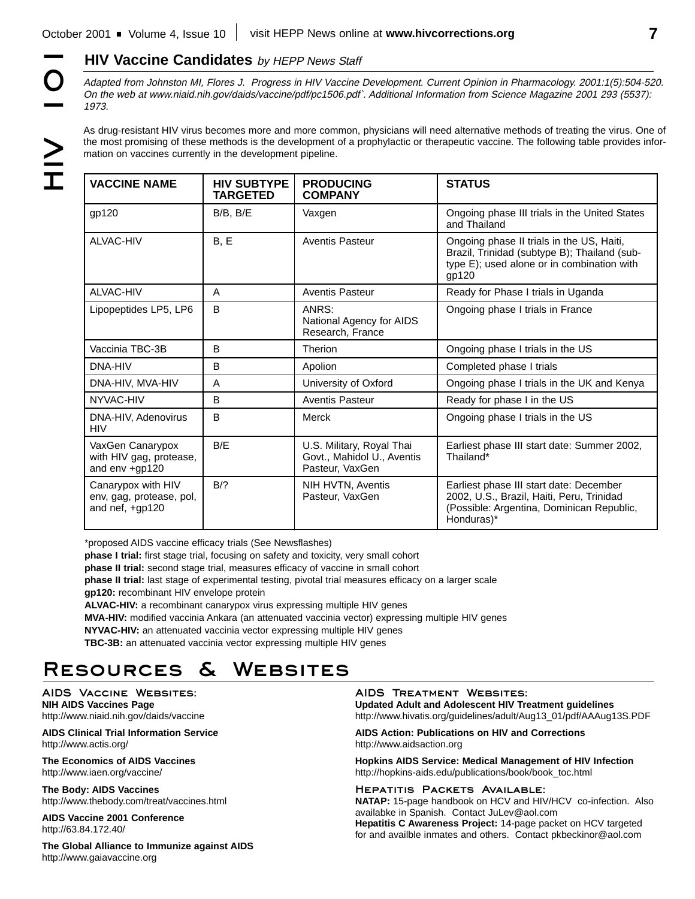## HIV Vaccine Candidates *by HEPP News Staff*

*Adapted from Johnston MI, Flores J. Progress in HIV Vaccine Development. Current Opinion in Pharmacology. 2001:1(5):504-520. On the web at www.niaid.nih.gov/daids/vaccine/pdf/pc1506.pdf`. Additional Information from Science Magazine 2001 293 (5537): 1973.*

As drug-resistant HIV virus becomes more and more common, physicians will need alternative methods of treating the virus. One of the most promising of these methods is the development of a prophylactic or therapeutic vaccine. The following table provides information on vaccines currently in the development pipeline.

| VACCINE NAME | HIV SUBTYPE TARGETED | PRODUCING COMPANY | STATUS |
|---|---|---|---|
| gp120 | B/B, B/E | Vaxgen | Ongoing phase III trials in the United States and Thailand |
| ALVAC-HIV | B, E | Aventis Pasteur | Ongoing phase II trials in the US, Haiti, Brazil, Trinidad (subtype B); Thailand (subtype E); used alone or in combination with gp120 |
| ALVAC-HIV | A | Aventis Pasteur | Ready for Phase I trials in Uganda |
| Lipopeptides LP5, LP6 | B | ANRS: National Agency for AIDS Research, France | Ongoing phase I trials in France |
| Vaccinia TBC-3B | B | Therion | Ongoing phase I trials in the US |
| DNA-HIV | B | Apolion | Completed phase I trials |
| DNA-HIV, MVA-HIV | A | University of Oxford | Ongoing phase I trials in the UK and Kenya |
| NYVAC-HIV | B | Aventis Pasteur | Ready for phase I in the US |
| DNA-HIV, Adenovirus HIV | B | Merck | Ongoing phase I trials in the US |
| VaxGen Canarypox with HIV gag, protease, and env +gp120 | B/E | U.S. Military, Royal Thai Govt., Mahidol U., Aventis Pasteur, VaxGen | Earliest phase III start date: Summer 2002, Thailand* |
| Canarypox with HIV env, gag, protease, pol, and nef, +gp120 | B/? | NIH HVTN, Aventis Pasteur, VaxGen | Earliest phase III start date: December 2002, U.S., Brazil, Haiti, Peru, Trinidad (Possible: Argentina, Dominican Republic, Honduras)* |

*proposed AIDS vaccine efficacy trials (See Newsflashes)

**phase I trial:** first stage trial, focusing on safety and toxicity, very small cohort
**phase II trial:** second stage trial, measures efficacy of vaccine in small cohort
**phase II trial:** last stage of experimental testing, pivotal trial measures efficacy on a larger scale
**gp120:** recombinant HIV envelope protein
**ALVAC-HIV:** a recombinant canarypox virus expressing multiple HIV genes
**MVA-HIV:** modified vaccinia Ankara (an attenuated vaccinia vector) expressing multiple HIV genes
**NYVAC-HIV:** an attenuated vaccinia vector expressing multiple HIV genes
**TBC-3B:** an attenuated vaccinia vector expressing multiple HIV genes

# Resources & Websites

### AIDS Vaccine Websites:

**NIH AIDS Vaccines Page**
http://www.niaid.nih.gov/daids/vaccine

**AIDS Clinical Trial Information Service**
http://www.actis.org/

**The Economics of AIDS Vaccines**
http://www.iaen.org/vaccine/

**The Body: AIDS Vaccines**
http://www.thebody.com/treat/vaccines.html

**AIDS Vaccine 2001 Conference**
http://63.84.172.40/

**The Global Alliance to Immunize against AIDS**
http://www.gaiavaccine.org

### AIDS Treatment Websites:

**Updated Adult and Adolescent HIV Treatment guidelines**
http://www.hivatis.org/guidelines/adult/Aug13_01/pdf/AAAug13S.PDF

**AIDS Action: Publications on HIV and Corrections**
http://www.aidsaction.org

**Hopkins AIDS Service: Medical Management of HIV Infection**
http://hopkins-aids.edu/publications/book/book_toc.html

### Hepatitis Packets Available:

**NATAP:** 15-page handbook on HCV and HIV/HCV co-infection. Also availabke in Spanish. Contact JuLev@aol.com
**Hepatitis C Awareness Project:** 14-page packet on HCV targeted for and availble inmates and others. Contact pkbeckinor@aol.com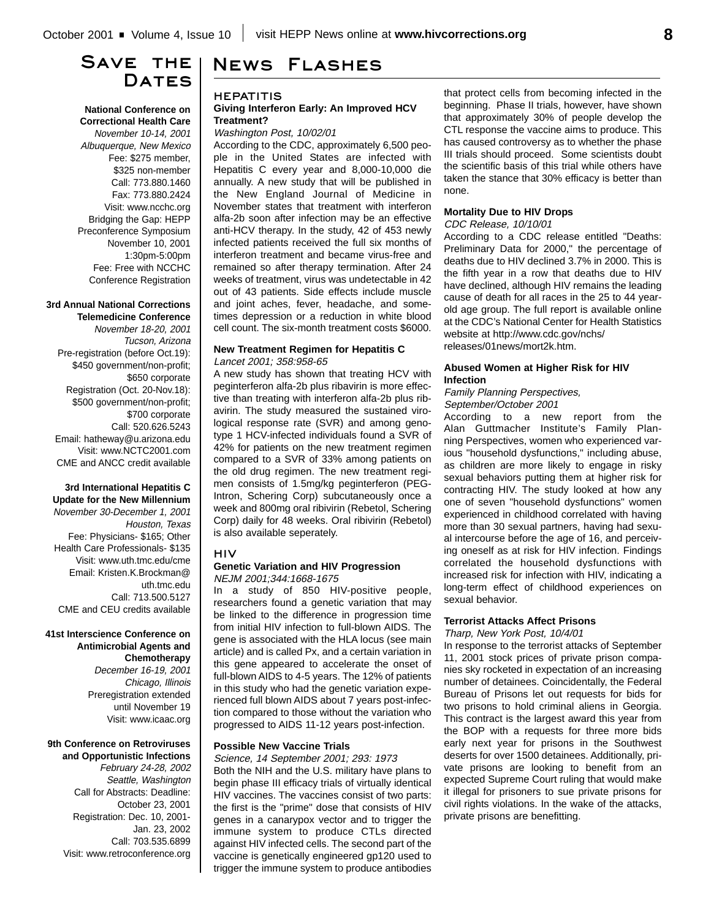# Save the Dates

**National Conference on Correctional Health Care**
*November 10-14, 2001*
*Albuquerque, New Mexico*
Fee: $275 member, $325 non-member
Call: 773.880.1460
Fax: 773.880.2424
Visit: www.ncchc.org
Bridging the Gap: HEPP Preconference Symposium
November 10, 2001
1:30pm-5:00pm
Fee: Free with NCCHC Conference Registration

**3rd Annual National Corrections Telemedicine Conference**
*November 18-20, 2001*
*Tucson, Arizona*
Pre-registration (before Oct.19): $450 government/non-profit; $650 corporate
Registration (Oct. 20-Nov.18): $500 government/non-profit; $700 corporate
Call: 520.626.5243
Email: hatheway@u.arizona.edu
Visit: www.NCTC2001.com
CME and ANCC credit available

**3rd International Hepatitis C Update for the New Millennium**
*November 30-December 1, 2001*
*Houston, Texas*
Fee: Physicians- $165; Other Health Care Professionals- $135
Visit: www.uth.tmc.edu/cme
Email: Kristen.K.Brockman@uth.tmc.edu
Call: 713.500.5127
CME and CEU credits available

**41st Interscience Conference on Antimicrobial Agents and Chemotherapy**
*December 16-19, 2001*
*Chicago, Illinois*
Preregistration extended until November 19
Visit: www.icaac.org

**9th Conference on Retroviruses and Opportunistic Infections**
*February 24-28, 2002*
*Seattle, Washington*
Call for Abstracts: Deadline: October 23, 2001
Registration: Dec. 10, 2001-Jan. 23, 2002
Call: 703.535.6899
Visit: www.retroconference.org

# News Flashes

## HEPATITIS

### Giving Interferon Early: An Improved HCV Treatment?

*Washington Post, 10/02/01*

According to the CDC, approximately 6,500 people in the United States are infected with Hepatitis C every year and 8,000-10,000 die annually. A new study that will be published in the New England Journal of Medicine in November states that treatment with interferon alfa-2b soon after infection may be an effective anti-HCV therapy. In the study, 42 of 453 newly infected patients received the full six months of interferon treatment and became virus-free and remained so after therapy termination. After 24 weeks of treatment, virus was undetectable in 42 out of 43 patients. Side effects include muscle and joint aches, fever, headache, and sometimes depression or a reduction in white blood cell count. The six-month treatment costs $6000.

### New Treatment Regimen for Hepatitis C

*Lancet 2001; 358:958-65*

A new study has shown that treating HCV with peginterferon alfa-2b plus ribavirin is more effective than treating with interferon alfa-2b plus ribavirin. The study measured the sustained virological response rate (SVR) and among genotype 1 HCV-infected individuals found a SVR of 42% for patients on the new treatment regimen compared to a SVR of 33% among patients on the old drug regimen. The new treatment regimen consists of 1.5mg/kg peginterferon (PEG-Intron, Schering Corp) subcutaneously once a week and 800mg oral ribivirin (Rebetol, Schering Corp) daily for 48 weeks. Oral ribivirin (Rebetol) is also available seperately.

## HIV

### Genetic Variation and HIV Progression

*NEJM 2001;344:1668-1675*

In a study of 850 HIV-positive people, researchers found a genetic variation that may be linked to the difference in progression time from initial HIV infection to full-blown AIDS. The gene is associated with the HLA locus (see main article) and is called Px, and a certain variation in this gene appeared to accelerate the onset of full-blown AIDS to 4-5 years. The 12% of patients in this study who had the genetic variation experienced full blown AIDS about 7 years post-infection compared to those without the variation who progressed to AIDS 11-12 years post-infection.

### Possible New Vaccine Trials

*Science, 14 September 2001; 293: 1973*

Both the NIH and the U.S. military have plans to begin phase III efficacy trials of virtually identical HIV vaccines. The vaccines consist of two parts: the first is the "prime" dose that consists of HIV genes in a canarypox vector and to trigger the immune system to produce CTLs directed against HIV infected cells. The second part of the vaccine is genetically engineered gp120 used to trigger the immune system to produce antibodies that protect cells from becoming infected in the beginning. Phase II trials, however, have shown that approximately 30% of people develop the CTL response the vaccine aims to produce. This has caused controversy as to whether the phase III trials should proceed. Some scientists doubt the scientific basis of this trial while others have taken the stance that 30% efficacy is better than none.

### Mortality Due to HIV Drops

*CDC Release, 10/10/01*

According to a CDC release entitled "Deaths: Preliminary Data for 2000," the percentage of deaths due to HIV declined 3.7% in 2000. This is the fifth year in a row that deaths due to HIV have declined, although HIV remains the leading cause of death for all races in the 25 to 44 year-old age group. The full report is available online at the CDC's National Center for Health Statistics website at http://www.cdc.gov/nchs/releases/01news/mort2k.htm.

### Abused Women at Higher Risk for HIV Infection

*Family Planning Perspectives, September/October 2001*

According to a new report from the Alan Guttmacher Institute's Family Planning Perspectives, women who experienced various "household dysfunctions," including abuse, as children are more likely to engage in risky sexual behaviors putting them at higher risk for contracting HIV. The study looked at how any one of seven "household dysfunctions" women experienced in childhood correlated with having more than 30 sexual partners, having had sexual intercourse before the age of 16, and perceiving oneself as at risk for HIV infection. Findings correlated the household dysfunctions with increased risk for infection with HIV, indicating a long-term effect of childhood experiences on sexual behavior.

### Terrorist Attacks Affect Prisons

*Tharp, New York Post, 10/4/01*

In response to the terrorist attacks of September 11, 2001 stock prices of private prison companies sky rocketed in expectation of an increasing number of detainees. Coincidentally, the Federal Bureau of Prisons let out requests for bids for two prisons to hold criminal aliens in Georgia. This contract is the largest award this year from the BOP with a requests for three more bids early next year for prisons in the Southwest deserts for over 1500 detainees. Additionally, private prisons are looking to benefit from an expected Supreme Court ruling that would make it illegal for prisoners to sue private prisons for civil rights violations. In the wake of the attacks, private prisons are benefitting.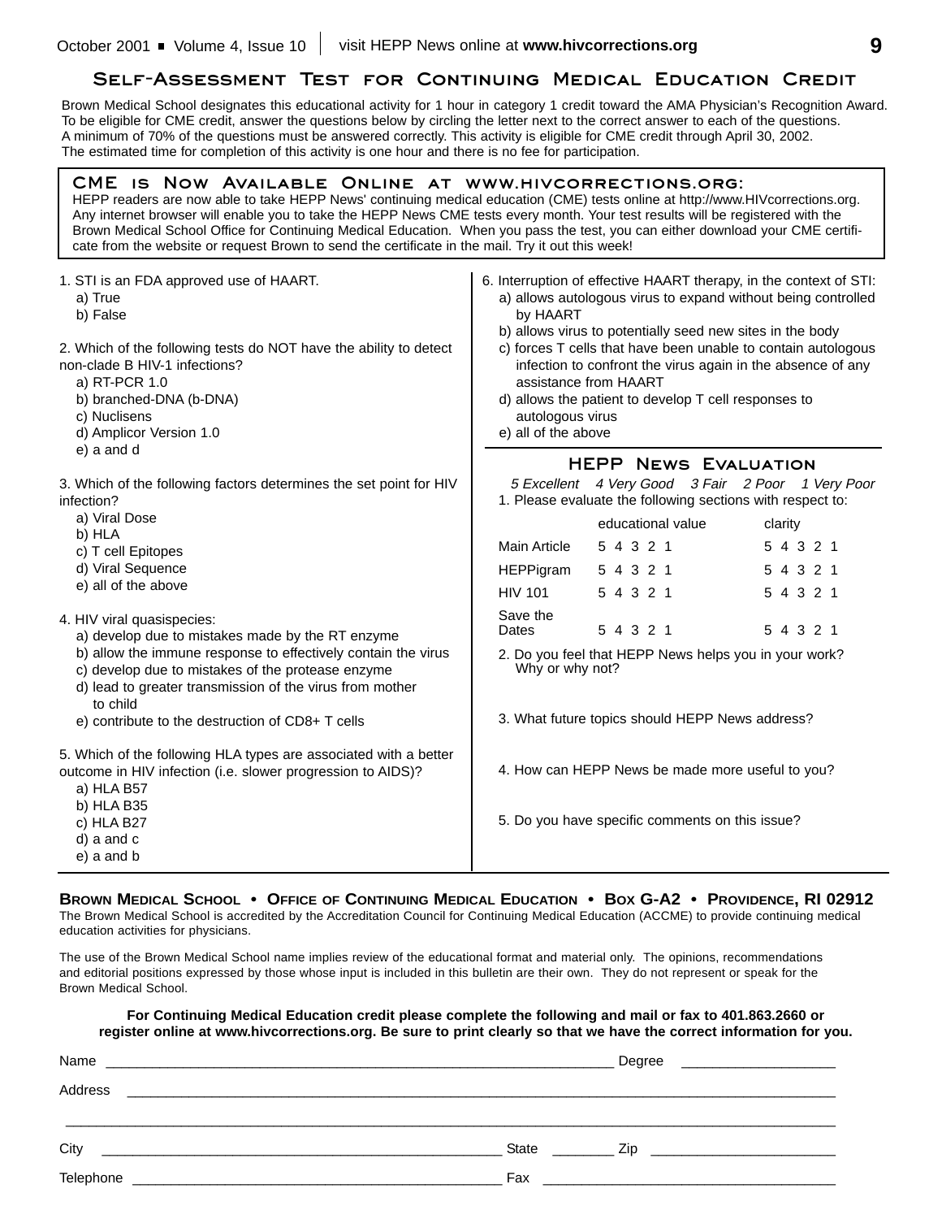# Self-Assessment Test for Continuing Medical Education Credit

Brown Medical School designates this educational activity for 1 hour in category 1 credit toward the AMA Physician's Recognition Award. To be eligible for CME credit, answer the questions below by circling the letter next to the correct answer to each of the questions. A minimum of 70% of the questions must be answered correctly. This activity is eligible for CME credit through April 30, 2002. The estimated time for completion of this activity is one hour and there is no fee for participation.

## CME is Now Available Online at www.hivcorrections.org:

HEPP readers are now able to take HEPP News' continuing medical education (CME) tests online at http://www.HIVcorrections.org. Any internet browser will enable you to take the HEPP News CME tests every month. Your test results will be registered with the Brown Medical School Office for Continuing Medical Education. When you pass the test, you can either download your CME certificate from the website or request Brown to send the certificate in the mail. Try it out this week!

1. STI is an FDA approved use of HAART.
   a) True
   b) False

2. Which of the following tests do NOT have the ability to detect non-clade B HIV-1 infections?
   a) RT-PCR 1.0
   b) branched-DNA (b-DNA)
   c) Nuclisens
   d) Amplicor Version 1.0
   e) a and d

3. Which of the following factors determines the set point for HIV infection?
   a) Viral Dose
   b) HLA
   c) T cell Epitopes
   d) Viral Sequence
   e) all of the above

4. HIV viral quasispecies:
   a) develop due to mistakes made by the RT enzyme
   b) allow the immune response to effectively contain the virus
   c) develop due to mistakes of the protease enzyme
   d) lead to greater transmission of the virus from mother to child
   e) contribute to the destruction of CD8+ T cells

5. Which of the following HLA types are associated with a better outcome in HIV infection (i.e. slower progression to AIDS)?
   a) HLA B57
   b) HLA B35
   c) HLA B27
   d) a and c
   e) a and b

6. Interruption of effective HAART therapy, in the context of STI:
   a) allows autologous virus to expand without being controlled by HAART
   b) allows virus to potentially seed new sites in the body
   c) forces T cells that have been unable to contain autologous infection to confront the virus again in the absence of any assistance from HAART
   d) allows the patient to develop T cell responses to autologous virus
   e) all of the above

## HEPP News Evaluation

*5 Excellent 4 Very Good 3 Fair 2 Poor 1 Very Poor*

1. Please evaluate the following sections with respect to:

| | educational value | clarity |
|---|---|---|
| Main Article | 5 4 3 2 1 | 5 4 3 2 1 |
| HEPPigram | 5 4 3 2 1 | 5 4 3 2 1 |
| HIV 101 | 5 4 3 2 1 | 5 4 3 2 1 |
| Save the Dates | 5 4 3 2 1 | 5 4 3 2 1 |

2. Do you feel that HEPP News helps you in your work? Why or why not?

3. What future topics should HEPP News address?

4. How can HEPP News be made more useful to you?

5. Do you have specific comments on this issue?

**Brown Medical School • Office of Continuing Medical Education • Box G-A2 • Providence, RI 02912**

The Brown Medical School is accredited by the Accreditation Council for Continuing Medical Education (ACCME) to provide continuing medical education activities for physicians.

The use of the Brown Medical School name implies review of the educational format and material only. The opinions, recommendations and editorial positions expressed by those whose input is included in this bulletin are their own. They do not represent or speak for the Brown Medical School.

**For Continuing Medical Education credit please complete the following and mail or fax to 401.863.2660 or register online at www.hivcorrections.org. Be sure to print clearly so that we have the correct information for you.**

Name ____________________________________________ Degree ____________________

Address ______________________________________________________________

_____________________________________________________________________

City ______________________________ State ________ Zip ______________________

Telephone ______________________________ Fax ______________________________